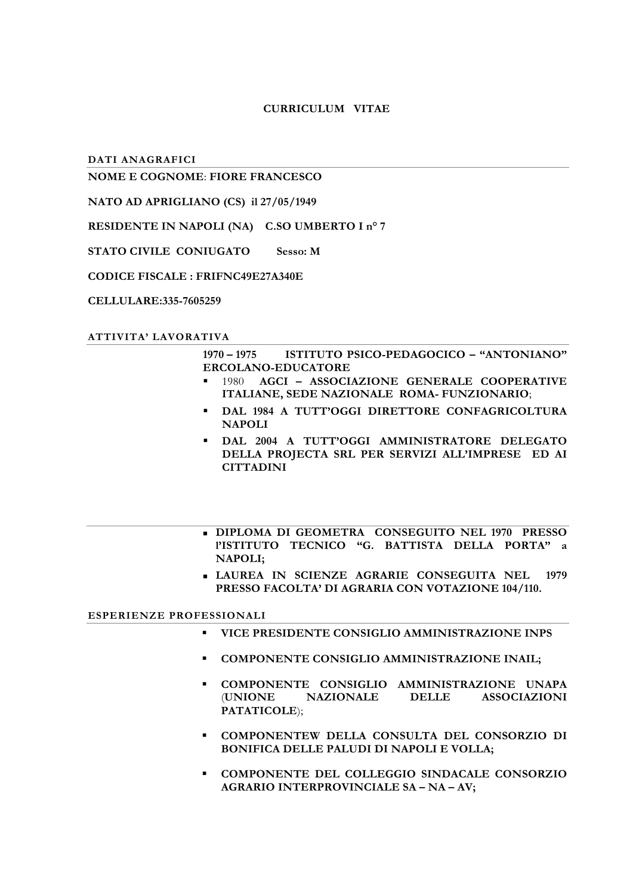# CURRICULUM VITAE

## DATI ANAGRAFICI

**NOME E COGNOME: FIORE FRANCESCO**

**NATO AD APRIGLIANO (CS) il 27/05/1949**

**RESIDENTE IN NAPOLI (NA) C.SO UMBERTO I n° 7**

**STATO CIVILE CONIUGATO Sesso: M**

**CODICE FISCALE : FRIFNC49E27A340E**

**CELLULARE:335-7605259**

## ATTIVITA' LAVORATIVA

**1970 – 1975 ISTITUTO PSICO-PEDAGOCICO – "ANTONIANO" ERCOLANO-EDUCATORE**

- 1980 **AGCI – ASSOCIAZIONE GENERALE COOPERATIVE ITALIANE, SEDE NAZIONALE ROMA- FUNZIONARIO**;
- **DAL 1984 A TUTT'OGGI DIRETTORE CONFAGRICOLTURA NAPOLI**
- **DAL 2004 A TUTT'OGGI AMMINISTRATORE DELEGATO DELLA PROJECTA SRL PER SERVIZI ALL'IMPRESE ED AI CITTADINI**

---

- **DIPLOMA DI GEOMETRA CONSEGUITO NEL 1970 PRESSO l'ISTITUTO TECNICO "G. BATTISTA DELLA PORTA" a NAPOLI;**
- **LAUREA IN SCIENZE AGRARIE CONSEGUITA NEL 1979 PRESSO FACOLTA' DI AGRARIA CON VOTAZIONE 104/110.**

## ESPERIENZE PROFESSIONALI

- **VICE PRESIDENTE CONSIGLIO AMMINISTRAZIONE INPS**
- **COMPONENTE CONSIGLIO AMMINISTRAZIONE INAIL;**
- **COMPONENTE CONSIGLIO AMMINISTRAZIONE UNAPA** (**UNIONE NAZIONALE DELLE ASSOCIAZIONI PATATICOLE**);
- **COMPONENTEW DELLA CONSULTA DEL CONSORZIO DI BONIFICA DELLE PALUDI DI NAPOLI E VOLLA;**
- **COMPONENTE DEL COLLEGIO SINDACALE CONSORZIO AGRARIO INTERPROVINCIALE SA – NA – AV;**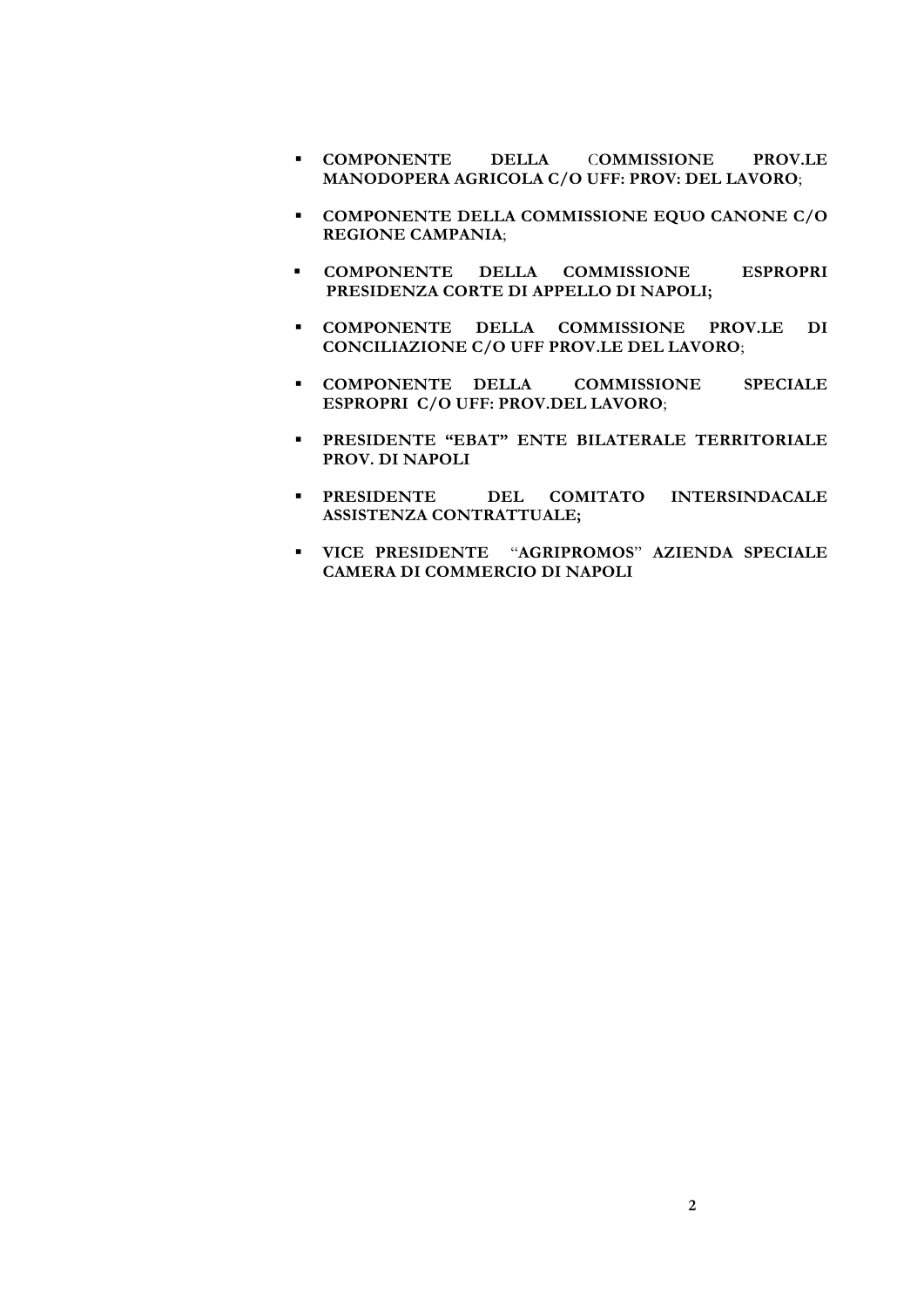- **COMPONENTE DELLA COMMISSIONE PROV.LE MANODOPERA AGRICOLA C/O UFF: PROV: DEL LAVORO**;

- **COMPONENTE DELLA COMMISSIONE EQUO CANONE C/O REGIONE CAMPANIA**;

- **COMPONENTE DELLA COMMISSIONE ESPROPRI PRESIDENZA CORTE DI APPELLO DI NAPOLI;**

- **COMPONENTE DELLA COMMISSIONE PROV.LE DI CONCILIAZIONE C/O UFF PROV.LE DEL LAVORO**;

- **COMPONENTE DELLA COMMISSIONE SPECIALE ESPROPRI C/O UFF: PROV.DEL LAVORO**;

- **PRESIDENTE "EBAT" ENTE BILATERALE TERRITORIALE PROV. DI NAPOLI**

- **PRESIDENTE DEL COMITATO INTERSINDACALE ASSISTENZA CONTRATTUALE;**

- **VICE PRESIDENTE "AGRIPROMOS" AZIENDA SPECIALE CAMERA DI COMMERCIO DI NAPOLI**